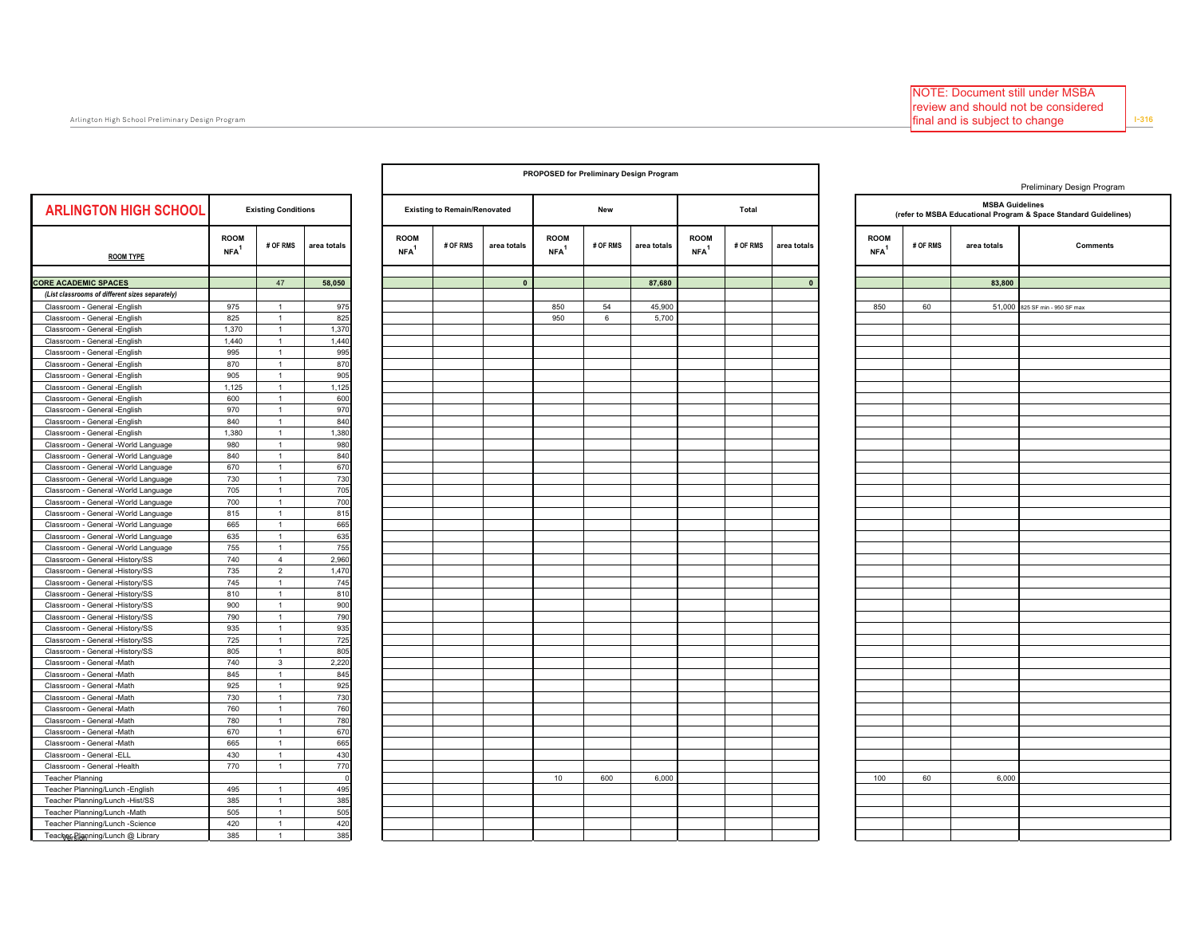NOTE: Document still under MSBA review and should not be considered final and is subject to change

# ARLINGTON HIGH SCHOOL

PROPOSED for Preliminary Design Program

Preliminary Design Program

| ROOM TYPE | Existing Conditions | | | Existing to Remain/Renovated | | | New | | | Total | | | MSBA Guidelines (refer to MSBA Educational Program & Space Standard Guidelines) | | | |
|---|---|---|---|---|---|---|---|---|---|---|---|---|---|---|---|---|
| | ROOM NFA[1] | # OF RMS | area totals | ROOM NFA[1] | # OF RMS | area totals | ROOM NFA[1] | # OF RMS | area totals | ROOM NFA[1] | # OF RMS | area totals | ROOM NFA[1] | # OF RMS | area totals | Comments |
| **CORE ACADEMIC SPACES** | | 47 | 58,050 | | | 0 | | | 87,680 | | | 0 | | | 83,800 | |
| *(List classrooms of different sizes separately)* | | | | | | | | | | | | | | | | |
| Classroom - General -English | 975 | 1 | 975 | | | | 850 | 54 | 45,900 | | | | 850 | 60 | 51,000 | 825 SF min - 950 SF max |
| Classroom - General -English | 825 | 1 | 825 | | | | 950 | 6 | 5,700 | | | | | | | |
| Classroom - General -English | 1,370 | 1 | 1,370 | | | | | | | | | | | | | |
| Classroom - General -English | 1,440 | 1 | 1,440 | | | | | | | | | | | | | |
| Classroom - General -English | 995 | 1 | 995 | | | | | | | | | | | | | |
| Classroom - General -English | 870 | 1 | 870 | | | | | | | | | | | | | |
| Classroom - General -English | 905 | 1 | 905 | | | | | | | | | | | | | |
| Classroom - General -English | 1,125 | 1 | 1,125 | | | | | | | | | | | | | |
| Classroom - General -English | 600 | 1 | 600 | | | | | | | | | | | | | |
| Classroom - General -English | 970 | 1 | 970 | | | | | | | | | | | | | |
| Classroom - General -English | 840 | 1 | 840 | | | | | | | | | | | | | |
| Classroom - General -English | 1,380 | 1 | 1,380 | | | | | | | | | | | | | |
| Classroom - General -World Language | 980 | 1 | 980 | | | | | | | | | | | | | |
| Classroom - General -World Language | 840 | 1 | 840 | | | | | | | | | | | | | |
| Classroom - General -World Language | 670 | 1 | 670 | | | | | | | | | | | | | |
| Classroom - General -World Language | 730 | 1 | 730 | | | | | | | | | | | | | |
| Classroom - General -World Language | 705 | 1 | 705 | | | | | | | | | | | | | |
| Classroom - General -World Language | 700 | 1 | 700 | | | | | | | | | | | | | |
| Classroom - General -World Language | 815 | 1 | 815 | | | | | | | | | | | | | |
| Classroom - General -World Language | 665 | 1 | 665 | | | | | | | | | | | | | |
| Classroom - General -World Language | 635 | 1 | 635 | | | | | | | | | | | | | |
| Classroom - General -World Language | 755 | 1 | 755 | | | | | | | | | | | | | |
| Classroom - General -History/SS | 740 | 4 | 2,960 | | | | | | | | | | | | | |
| Classroom - General -History/SS | 735 | 2 | 1,470 | | | | | | | | | | | | | |
| Classroom - General -History/SS | 745 | 1 | 745 | | | | | | | | | | | | | |
| Classroom - General -History/SS | 810 | 1 | 810 | | | | | | | | | | | | | |
| Classroom - General -History/SS | 900 | 1 | 900 | | | | | | | | | | | | | |
| Classroom - General -History/SS | 790 | 1 | 790 | | | | | | | | | | | | | |
| Classroom - General -History/SS | 935 | 1 | 935 | | | | | | | | | | | | | |
| Classroom - General -History/SS | 725 | 1 | 725 | | | | | | | | | | | | | |
| Classroom - General -History/SS | 805 | 1 | 805 | | | | | | | | | | | | | |
| Classroom - General -Math | 740 | 3 | 2,220 | | | | | | | | | | | | | |
| Classroom - General -Math | 845 | 1 | 845 | | | | | | | | | | | | | |
| Classroom - General -Math | 925 | 1 | 925 | | | | | | | | | | | | | |
| Classroom - General -Math | 730 | 1 | 730 | | | | | | | | | | | | | |
| Classroom - General -Math | 760 | 1 | 760 | | | | | | | | | | | | | |
| Classroom - General -Math | 780 | 1 | 780 | | | | | | | | | | | | | |
| Classroom - General -Math | 670 | 1 | 670 | | | | | | | | | | | | | |
| Classroom - General -Math | 665 | 1 | 665 | | | | | | | | | | | | | |
| Classroom - General -ELL | 430 | 1 | 430 | | | | | | | | | | | | | |
| Classroom - General -Health | 770 | 1 | 770 | | | | | | | | | | | | | |
| Teacher Planning | | | 0 | | | | 10 | 600 | 6,000 | | | | 100 | 60 | 6,000 | |
| Teacher Planning/Lunch -English | 495 | 1 | 495 | | | | | | | | | | | | | |
| Teacher Planning/Lunch -Hist/SS | 385 | 1 | 385 | | | | | | | | | | | | | |
| Teacher Planning/Lunch -Math | 505 | 1 | 505 | | | | | | | | | | | | | |
| Teacher Planning/Lunch -Science | 420 | 1 | 420 | | | | | | | | | | | | | |
| Teacher Planning/Lunch @ Library | 385 | 1 | 385 | | | | | | | | | | | | | |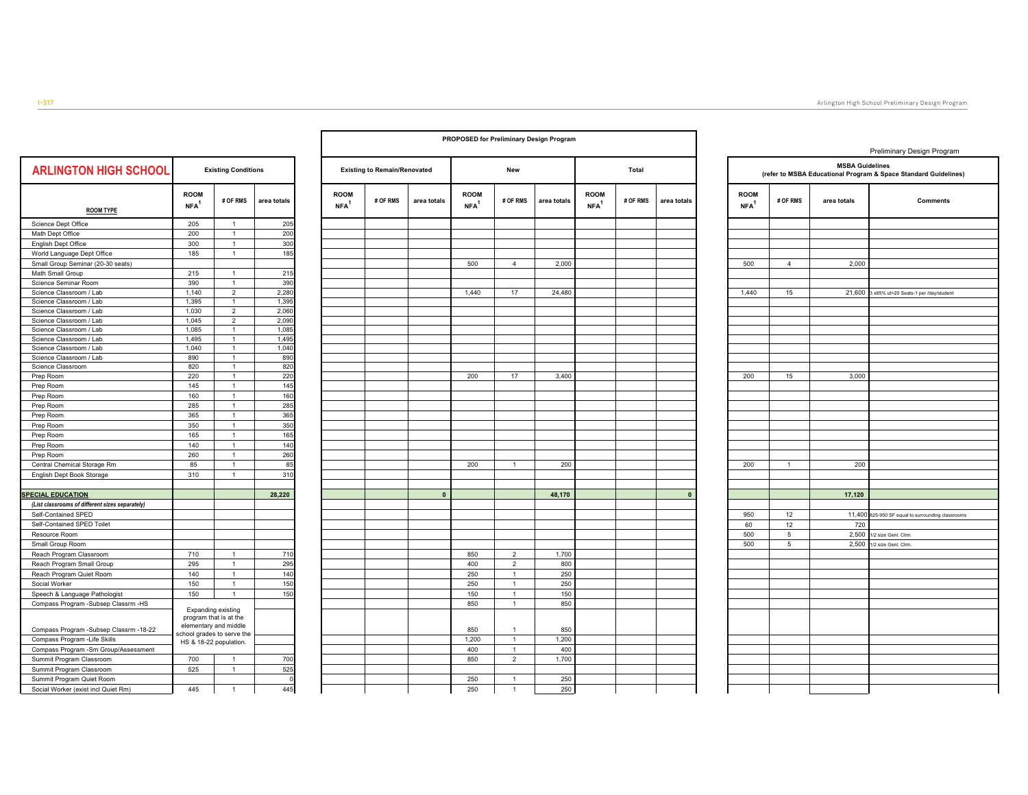| ARLINGTON HIGH SCHOOL | Existing Conditions | | | PROPOSED for Preliminary Design Program | | | | | | | | | Preliminary Design Program | | | |
|---|---|---|---|---|---|---|---|---|---|---|---|---|---|---|---|---|
| | Existing Conditions | | | Existing to Remain/Renovated | | | New | | | Total | | | MSBA Guidelines (refer to MSBA Educational Program & Space Standard Guidelines) | | | |
| ROOM TYPE | ROOM NFA[1] | # OF RMS | area totals | ROOM NFA[1] | # OF RMS | area totals | ROOM NFA[1] | # OF RMS | area totals | ROOM NFA[1] | # OF RMS | area totals | ROOM NFA[1] | # OF RMS | area totals | Comments |
| Science Dept Office | 205 | 1 | 205 | | | | | | | | | | | | | |
| Math Dept Office | 200 | 1 | 200 | | | | | | | | | | | | | |
| English Dept Office | 300 | 1 | 300 | | | | | | | | | | | | | |
| World Language Dept Office | 185 | 1 | 185 | | | | | | | | | | | | | |
| Small Group Seminar (20-30 seats) | | | | | | | 500 | 4 | 2,000 | | | | 500 | 4 | 2,000 | |
| Math Small Group | 215 | 1 | 215 | | | | | | | | | | | | | |
| Science Seminar Room | 390 | 1 | 390 | | | | | | | | | | | | | |
| Science Classroom / Lab | 1,140 | 2 | 2,280 | | | | 1,440 | 17 | 24,480 | | | | 1,440 | 15 | 21,600 | 3 x85% ut=20 Seats-1 per /day/student |
| Science Classroom / Lab | 1,395 | 1 | 1,395 | | | | | | | | | | | | | |
| Science Classroom / Lab | 1,030 | 2 | 2,060 | | | | | | | | | | | | | |
| Science Classroom / Lab | 1,045 | 2 | 2,090 | | | | | | | | | | | | | |
| Science Classroom / Lab | 1,085 | 1 | 1,085 | | | | | | | | | | | | | |
| Science Classroom / Lab | 1,495 | 1 | 1,495 | | | | | | | | | | | | | |
| Science Classroom / Lab | 1,040 | 1 | 1,040 | | | | | | | | | | | | | |
| Science Classroom / Lab | 890 | 1 | 890 | | | | | | | | | | | | | |
| Science Classroom | 820 | 1 | 820 | | | | | | | | | | | | | |
| Prep Room | 220 | 1 | 220 | | | | 200 | 17 | 3,400 | | | | 200 | 15 | 3,000 | |
| Prep Room | 145 | 1 | 145 | | | | | | | | | | | | | |
| Prep Room | 160 | 1 | 160 | | | | | | | | | | | | | |
| Prep Room | 285 | 1 | 285 | | | | | | | | | | | | | |
| Prep Room | 365 | 1 | 365 | | | | | | | | | | | | | |
| Prep Room | 350 | 1 | 350 | | | | | | | | | | | | | |
| Prep Room | 165 | 1 | 165 | | | | | | | | | | | | | |
| Prep Room | 140 | 1 | 140 | | | | | | | | | | | | | |
| Prep Room | 260 | 1 | 260 | | | | | | | | | | | | | |
| Central Chemical Storage Rm | 85 | 1 | 85 | | | | 200 | 1 | 200 | | | | 200 | 1 | 200 | |
| English Dept Book Storage | 310 | 1 | 310 | | | | | | | | | | | | | |
| | | | | | | | | | | | | | | | | |
| **SPECIAL EDUCATION** | | | **28,220** | | | **0** | | | **48,170** | | | **0** | | | **17,120** | |
| ***(List classrooms of different sizes separately)*** | | | | | | | | | | | | | | | | |
| Self-Contained SPED | | | | | | | | | | | | | 950 | 12 | 11,400 | 825-950 SF equal to surrounding classrooms |
| Self-Contained SPED Toilet | | | | | | | | | | | | | 60 | 12 | 720 | |
| Resource Room | | | | | | | | | | | | | 500 | 5 | 2,500 | 1/2 size Genl. Clrm. |
| Small Group Room | | | | | | | | | | | | | 500 | 5 | 2,500 | 1/2 size Genl. Clrm. |
| Reach Program Classroom | 710 | 1 | 710 | | | | 850 | 2 | 1,700 | | | | | | | |
| Reach Program Small Group | 295 | 1 | 295 | | | | 400 | 2 | 800 | | | | | | | |
| Reach Program Quiet Room | 140 | 1 | 140 | | | | 250 | 1 | 250 | | | | | | | |
| Social Worker | 150 | 1 | 150 | | | | 250 | 1 | 250 | | | | | | | |
| Speech & Language Pathologist | 150 | 1 | 150 | | | | 150 | 1 | 150 | | | | | | | |
| Compass Program -Subsep Classrm -HS | Expanding existing program that is at the elementary and middle school grades to serve the HS & 18-22 population. | | | | | | 850 | 1 | 850 | | | | | | | |
| Compass Program -Subsep Classrm -18-22 | | | | | | | 850 | 1 | 850 | | | | | | | |
| Compass Program -Life Skills | | | | | | | 1,200 | 1 | 1,200 | | | | | | | |
| Compass Program -Sm Group/Assessment | | | | | | | 400 | 1 | 400 | | | | | | | |
| Summit Program Classroom | 700 | 1 | 700 | | | | 850 | 2 | 1,700 | | | | | | | |
| Summit Program Classroom | 525 | 1 | 525 | | | | | | | | | | | | | |
| Summit Program Quiet Room | | | 0 | | | | 250 | 1 | 250 | | | | | | | |
| Social Worker (exist incl Quiet Rm) | 445 | 1 | 445 | | | | 250 | 1 | 250 | | | | | | | |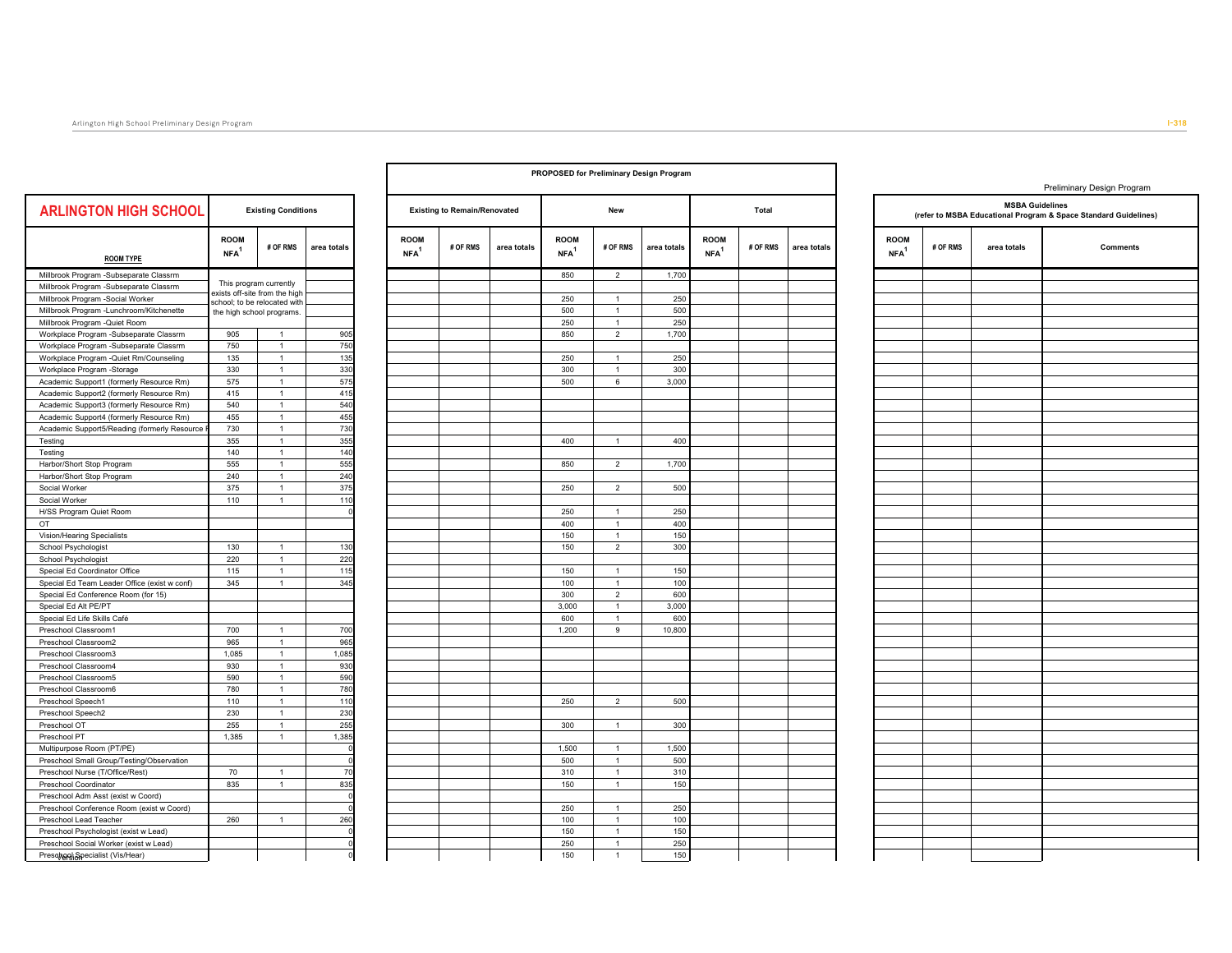Preliminary Design Program

| ARLINGTON HIGH SCHOOL | Existing Conditions | | | PROPOSED for Preliminary Design Program: Existing to Remain/Renovated | | | New | | | Total | | | MSBA Guidelines (refer to MSBA Educational Program & Space Standard Guidelines) | | | |
|---|---|---|---|---|---|---|---|---|---|---|---|---|---|---|---|---|
| ROOM TYPE | ROOM NFA[1] | # OF RMS | area totals | ROOM NFA[1] | # OF RMS | area totals | ROOM NFA[1] | # OF RMS | area totals | ROOM NFA[1] | # OF RMS | area totals | ROOM NFA[1] | # OF RMS | area totals | Comments |
| Millbrook Program -Subseparate Classrm | This program currently exists off-site from the high school; to be relocated with the high school programs. | | | | | | 850 | 2 | 1,700 | | | | | | | |
| Millbrook Program -Subseparate Classrm | | | | | | | | | | | | | | | | |
| Millbrook Program -Social Worker | | | | | | | 250 | 1 | 250 | | | | | | | |
| Millbrook Program -Lunchroom/Kitchenette | | | | | | | 500 | 1 | 500 | | | | | | | |
| Millbrook Program -Quiet Room | | | | | | | 250 | 1 | 250 | | | | | | | |
| Workplace Program -Subseparate Classrm | 905 | 1 | 905 | | | | 850 | 2 | 1,700 | | | | | | | |
| Workplace Program -Subseparate Classrm | 750 | 1 | 750 | | | | | | | | | | | | | |
| Workplace Program -Quiet Rm/Counseling | 135 | 1 | 135 | | | | 250 | 1 | 250 | | | | | | | |
| Workplace Program -Storage | 330 | 1 | 330 | | | | 300 | 1 | 300 | | | | | | | |
| Academic Support1 (formerly Resource Rm) | 575 | 1 | 575 | | | | 500 | 6 | 3,000 | | | | | | | |
| Academic Support2 (formerly Resource Rm) | 415 | 1 | 415 | | | | | | | | | | | | | |
| Academic Support3 (formerly Resource Rm) | 540 | 1 | 540 | | | | | | | | | | | | | |
| Academic Support4 (formerly Resource Rm) | 455 | 1 | 455 | | | | | | | | | | | | | |
| Academic Support5/Reading (formerly Resource R | 730 | 1 | 730 | | | | | | | | | | | | | |
| Testing | 355 | 1 | 355 | | | | 400 | 1 | 400 | | | | | | | |
| Testing | 140 | 1 | 140 | | | | | | | | | | | | | |
| Harbor/Short Stop Program | 555 | 1 | 555 | | | | 850 | 2 | 1,700 | | | | | | | |
| Harbor/Short Stop Program | 240 | 1 | 240 | | | | | | | | | | | | | |
| Social Worker | 375 | 1 | 375 | | | | 250 | 2 | 500 | | | | | | | |
| Social Worker | 110 | 1 | 110 | | | | | | | | | | | | | |
| H/SS Program Quiet Room | | | 0 | | | | 250 | 1 | 250 | | | | | | | |
| OT | | | | | | | 400 | 1 | 400 | | | | | | | |
| Vision/Hearing Specialists | | | | | | | 150 | 1 | 150 | | | | | | | |
| School Psychologist | 130 | 1 | 130 | | | | 150 | 2 | 300 | | | | | | | |
| School Psychologist | 220 | 1 | 220 | | | | | | | | | | | | | |
| Special Ed Coordinator Office | 115 | 1 | 115 | | | | 150 | 1 | 150 | | | | | | | |
| Special Ed Team Leader Office (exist w conf) | 345 | 1 | 345 | | | | 100 | 1 | 100 | | | | | | | |
| Special Ed Conference Room (for 15) | | | | | | | 300 | 2 | 600 | | | | | | | |
| Special Ed Alt PE/PT | | | | | | | 3,000 | 1 | 3,000 | | | | | | | |
| Special Ed Life Skills Café | | | | | | | 600 | 1 | 600 | | | | | | | |
| Preschool Classroom1 | 700 | 1 | 700 | | | | 1,200 | 9 | 10,800 | | | | | | | |
| Preschool Classroom2 | 965 | 1 | 965 | | | | | | | | | | | | | |
| Preschool Classroom3 | 1,085 | 1 | 1,085 | | | | | | | | | | | | | |
| Preschool Classroom4 | 930 | 1 | 930 | | | | | | | | | | | | | |
| Preschool Classroom5 | 590 | 1 | 590 | | | | | | | | | | | | | |
| Preschool Classroom6 | 780 | 1 | 780 | | | | | | | | | | | | | |
| Preschool Speech1 | 110 | 1 | 110 | | | | 250 | 2 | 500 | | | | | | | |
| Preschool Speech2 | 230 | 1 | 230 | | | | | | | | | | | | | |
| Preschool OT | 255 | 1 | 255 | | | | 300 | 1 | 300 | | | | | | | |
| Preschool PT | 1,385 | 1 | 1,385 | | | | | | | | | | | | | |
| Multipurpose Room (PT/PE) | | | 0 | | | | 1,500 | 1 | 1,500 | | | | | | | |
| Preschool Small Group/Testing/Observation | | | 0 | | | | 500 | 1 | 500 | | | | | | | |
| Preschool Nurse (T/Office/Rest) | 70 | 1 | 70 | | | | 310 | 1 | 310 | | | | | | | |
| Preschool Coordinator | 835 | 1 | 835 | | | | 150 | 1 | 150 | | | | | | | |
| Preschool Adm Asst (exist w Coord) | | | 0 | | | | | | | | | | | | | |
| Preschool Conference Room (exist w Coord) | | | 0 | | | | 250 | 1 | 250 | | | | | | | |
| Preschool Lead Teacher | 260 | 1 | 260 | | | | 100 | 1 | 100 | | | | | | | |
| Preschool Psychologist (exist w Lead) | | | 0 | | | | 150 | 1 | 150 | | | | | | | |
| Preschool Social Worker (exist w Lead) | | | 0 | | | | 250 | 1 | 250 | | | | | | | |
| Preschool Specialist (Vis/Hear) | | | 0 | | | | 150 | 1 | 150 | | | | | | | |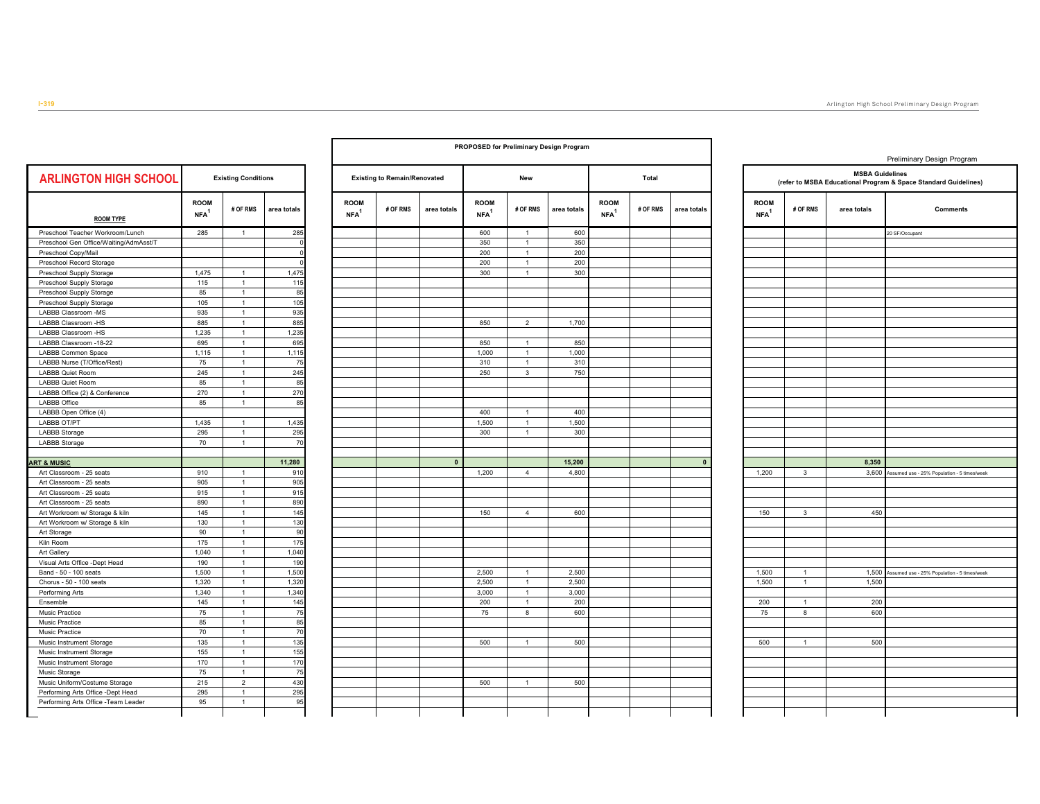Preliminary Design Program

| ARLINGTON HIGH SCHOOL | Existing Conditions | | | PROPOSED for Preliminary Design Program: Existing to Remain/Renovated | | | New | | | Total | | | MSBA Guidelines (refer to MSBA Educational Program & Space Standard Guidelines) | | | |
|---|---|---|---|---|---|---|---|---|---|---|---|---|---|---|---|---|
| ROOM TYPE | ROOM NFA[1] | # OF RMS | area totals | ROOM NFA[1] | # OF RMS | area totals | ROOM NFA[1] | # OF RMS | area totals | ROOM NFA[1] | # OF RMS | area totals | ROOM NFA[1] | # OF RMS | area totals | Comments |
| Preschool Teacher Workroom/Lunch | 285 | 1 | 285 | | | | 600 | 1 | 600 | | | | | | | 20 SF/Occupant |
| Preschool Gen Office/Waiting/AdmAsst/T | | | 0 | | | | 350 | 1 | 350 | | | | | | | |
| Preschool Copy/Mail | | | 0 | | | | 200 | 1 | 200 | | | | | | | |
| Preschool Record Storage | | | 0 | | | | 200 | 1 | 200 | | | | | | | |
| Preschool Supply Storage | 1,475 | 1 | 1,475 | | | | 300 | 1 | 300 | | | | | | | |
| Preschool Supply Storage | 115 | 1 | 115 | | | | | | | | | | | | | |
| Preschool Supply Storage | 85 | 1 | 85 | | | | | | | | | | | | | |
| Preschool Supply Storage | 105 | 1 | 105 | | | | | | | | | | | | | |
| LABBB Classroom -MS | 935 | 1 | 935 | | | | | | | | | | | | | |
| LABBB Classroom -HS | 885 | 1 | 885 | | | | 850 | 2 | 1,700 | | | | | | | |
| LABBB Classroom -HS | 1,235 | 1 | 1,235 | | | | | | | | | | | | | |
| LABBB Classroom -18-22 | 695 | 1 | 695 | | | | 850 | 1 | 850 | | | | | | | |
| LABBB Common Space | 1,115 | 1 | 1,115 | | | | 1,000 | 1 | 1,000 | | | | | | | |
| LABBB Nurse (T/Office/Rest) | 75 | 1 | 75 | | | | 310 | 1 | 310 | | | | | | | |
| LABBB Quiet Room | 245 | 1 | 245 | | | | 250 | 3 | 750 | | | | | | | |
| LABBB Quiet Room | 85 | 1 | 85 | | | | | | | | | | | | | |
| LABBB Office (2) & Conference | 270 | 1 | 270 | | | | | | | | | | | | | |
| LABBB Office | 85 | 1 | 85 | | | | | | | | | | | | | |
| LABBB Open Office (4) | | | | | | | 400 | 1 | 400 | | | | | | | |
| LABBB OT/PT | 1,435 | 1 | 1,435 | | | | 1,500 | 1 | 1,500 | | | | | | | |
| LABBB Storage | 295 | 1 | 295 | | | | 300 | 1 | 300 | | | | | | | |
| LABBB Storage | 70 | 1 | 70 | | | | | | | | | | | | | |
| **ART & MUSIC** | | | **11,280** | | | **0** | | | **15,200** | | | **0** | | | **8,350** | |
| Art Classroom - 25 seats | 910 | 1 | 910 | | | | 1,200 | 4 | 4,800 | | | | 1,200 | 3 | 3,600 | Assumed use - 25% Population - 5 times/week |
| Art Classroom - 25 seats | 905 | 1 | 905 | | | | | | | | | | | | | |
| Art Classroom - 25 seats | 915 | 1 | 915 | | | | | | | | | | | | | |
| Art Classroom - 25 seats | 890 | 1 | 890 | | | | | | | | | | | | | |
| Art Workroom w/ Storage & kiln | 145 | 1 | 145 | | | | 150 | 4 | 600 | | | | 150 | 3 | 450 | |
| Art Workroom w/ Storage & kiln | 130 | 1 | 130 | | | | | | | | | | | | | |
| Art Storage | 90 | 1 | 90 | | | | | | | | | | | | | |
| Kiln Room | 175 | 1 | 175 | | | | | | | | | | | | | |
| Art Gallery | 1,040 | 1 | 1,040 | | | | | | | | | | | | | |
| Visual Arts Office -Dept Head | 190 | 1 | 190 | | | | | | | | | | | | | |
| Band - 50 - 100 seats | 1,500 | 1 | 1,500 | | | | 2,500 | 1 | 2,500 | | | | 1,500 | 1 | 1,500 | Assumed use - 25% Population - 5 times/week |
| Chorus - 50 - 100 seats | 1,320 | 1 | 1,320 | | | | 2,500 | 1 | 2,500 | | | | 1,500 | 1 | 1,500 | |
| Performing Arts | 1,340 | 1 | 1,340 | | | | 3,000 | 1 | 3,000 | | | | | | | |
| Ensemble | 145 | 1 | 145 | | | | 200 | 1 | 200 | | | | 200 | 1 | 200 | |
| Music Practice | 75 | 1 | 75 | | | | 75 | 8 | 600 | | | | 75 | 8 | 600 | |
| Music Practice | 85 | 1 | 85 | | | | | | | | | | | | | |
| Music Practice | 70 | 1 | 70 | | | | | | | | | | | | | |
| Music Instrument Storage | 135 | 1 | 135 | | | | 500 | 1 | 500 | | | | 500 | 1 | 500 | |
| Music Instrument Storage | 155 | 1 | 155 | | | | | | | | | | | | | |
| Music Instrument Storage | 170 | 1 | 170 | | | | | | | | | | | | | |
| Music Storage | 75 | 1 | 75 | | | | | | | | | | | | | |
| Music Uniform/Costume Storage | 215 | 2 | 430 | | | | 500 | 1 | 500 | | | | | | | |
| Performing Arts Office -Dept Head | 295 | 1 | 295 | | | | | | | | | | | | | |
| Performing Arts Office -Team Leader | 95 | 1 | 95 | | | | | | | | | | | | | |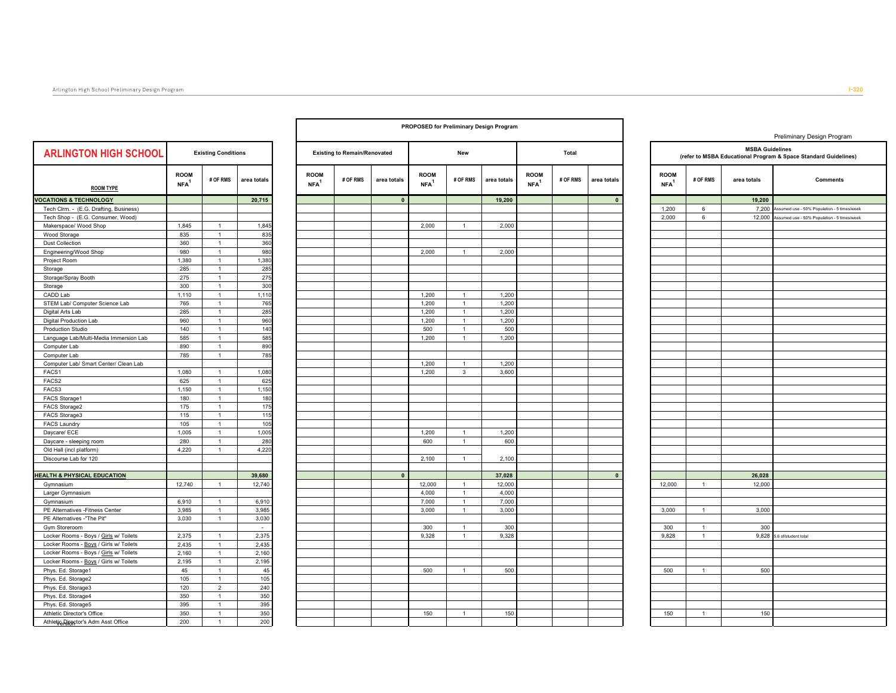Preliminary Design Program

| ARLINGTON HIGH SCHOOL | Existing Conditions | | | PROPOSED for Preliminary Design Program: Existing to Remain/Renovated | | | New | | | Total | | | MSBA Guidelines (refer to MSBA Educational Program & Space Standard Guidelines) | | | |
|---|---|---|---|---|---|---|---|---|---|---|---|---|---|---|---|---|
| ROOM TYPE | ROOM NFA[1] | # OF RMS | area totals | ROOM NFA[1] | # OF RMS | area totals | ROOM NFA[1] | # OF RMS | area totals | ROOM NFA[1] | # OF RMS | area totals | ROOM NFA[1] | # OF RMS | area totals | Comments |
| **VOCATIONS & TECHNOLOGY** | | | **20,715** | | | **0** | | | **19,200** | | | **0** | | | **19,200** | |
| Tech Clrm. - (E.G. Drafting, Business) | | | | | | | | | | | | | 1,200 | 6 | 7,200 | Assumed use - 50% Population - 5 times/week |
| Tech Shop - (E.G. Consumer, Wood) | | | | | | | | | | | | | 2,000 | 6 | 12,000 | Assumed use - 50% Population - 5 times/week |
| Makerspace/ Wood Shop | 1,845 | 1 | 1,845 | | | | 2,000 | 1 | 2,000 | | | | | | | |
| Wood Storage | 835 | 1 | 835 | | | | | | | | | | | | | |
| Dust Collection | 360 | 1 | 360 | | | | | | | | | | | | | |
| Engineering/Wood Shop | 980 | 1 | 980 | | | | 2,000 | 1 | 2,000 | | | | | | | |
| Project Room | 1,380 | 1 | 1,380 | | | | | | | | | | | | | |
| Storage | 285 | 1 | 285 | | | | | | | | | | | | | |
| Storage/Spray Booth | 275 | 1 | 275 | | | | | | | | | | | | | |
| Storage | 300 | 1 | 300 | | | | | | | | | | | | | |
| CADD Lab | 1,110 | 1 | 1,110 | | | | 1,200 | 1 | 1,200 | | | | | | | |
| STEM Lab/ Computer Science Lab | 765 | 1 | 765 | | | | 1,200 | 1 | 1,200 | | | | | | | |
| Digital Arts Lab | 285 | 1 | 285 | | | | 1,200 | 1 | 1,200 | | | | | | | |
| Digital Production Lab | 960 | 1 | 960 | | | | 1,200 | 1 | 1,200 | | | | | | | |
| Production Studio | 140 | 1 | 140 | | | | 500 | 1 | 500 | | | | | | | |
| Language Lab/Multi-Media Immersion Lab | 585 | 1 | 585 | | | | 1,200 | 1 | 1,200 | | | | | | | |
| Computer Lab | 890 | 1 | 890 | | | | | | | | | | | | | |
| Computer Lab | 785 | 1 | 785 | | | | | | | | | | | | | |
| Computer Lab/ Smart Center/ Clean Lab | | | | | | | 1,200 | 1 | 1,200 | | | | | | | |
| FACS1 | 1,080 | 1 | 1,080 | | | | 1,200 | 3 | 3,600 | | | | | | | |
| FACS2 | 625 | 1 | 625 | | | | | | | | | | | | | |
| FACS3 | 1,150 | 1 | 1,150 | | | | | | | | | | | | | |
| FACS Storage1 | 180 | 1 | 180 | | | | | | | | | | | | | |
| FACS Storage2 | 175 | 1 | 175 | | | | | | | | | | | | | |
| FACS Storage3 | 115 | 1 | 115 | | | | | | | | | | | | | |
| FACS Laundry | 105 | 1 | 105 | | | | | | | | | | | | | |
| Daycare/ ECE | 1,005 | 1 | 1,005 | | | | 1,200 | 1 | 1,200 | | | | | | | |
| Daycare - sleeping room | 280 | 1 | 280 | | | | 600 | 1 | 600 | | | | | | | |
| Old Hall (incl platform) | 4,220 | 1 | 4,220 | | | | | | | | | | | | | |
| Discourse Lab for 120 | | | | | | | 2,100 | 1 | 2,100 | | | | | | | |
| | | | | | | | | | | | | | | | | |
| **HEALTH & PHYSICAL EDUCATION** | | | **39,680** | | | **0** | | | **37,028** | | | **0** | | | **26,028** | |
| Gymnasium | 12,740 | 1 | 12,740 | | | | 12,000 | 1 | 12,000 | | | | 12,000 | 1 | 12,000 | |
| Larger Gymnasium | | | | | | | 4,000 | 1 | 4,000 | | | | | | | |
| Gymnasium | 6,910 | 1 | 6,910 | | | | 7,000 | 1 | 7,000 | | | | | | | |
| PE Alternatives -Fitness Center | 3,985 | 1 | 3,985 | | | | 3,000 | 1 | 3,000 | | | | 3,000 | 1 | 3,000 | |
| PE Alternatives -"The Pit" | 3,030 | 1 | 3,030 | | | | | | | | | | | | | |
| Gym Storeroom | | | - | | | | 300 | 1 | 300 | | | | 300 | 1 | 300 | |
| Locker Rooms - Boys / Girls w/ Toilets | 2,375 | 1 | 2,375 | | | | 9,328 | 1 | 9,328 | | | | 9,828 | 1 | 9,828 | 5.6 sf/student total |
| Locker Rooms - Boys / Girls w/ Toilets | 2,435 | 1 | 2,435 | | | | | | | | | | | | | |
| Locker Rooms - Boys / Girls w/ Toilets | 2,160 | 1 | 2,160 | | | | | | | | | | | | | |
| Locker Rooms - Boys / Girls w/ Toilets | 2,195 | 1 | 2,195 | | | | | | | | | | | | | |
| Phys. Ed. Storage1 | 45 | 1 | 45 | | | | 500 | 1 | 500 | | | | 500 | 1 | 500 | |
| Phys. Ed. Storage2 | 105 | 1 | 105 | | | | | | | | | | | | | |
| Phys. Ed. Storage3 | 120 | 2 | 240 | | | | | | | | | | | | | |
| Phys. Ed. Storage4 | 350 | 1 | 350 | | | | | | | | | | | | | |
| Phys. Ed. Storage5 | 395 | 1 | 395 | | | | | | | | | | | | | |
| Athletic Director's Office | 350 | 1 | 350 | | | | 150 | 1 | 150 | | | | 150 | 1 | 150 | |
| Athletic Director's Adm Asst Office | 200 | 1 | 200 | | | | | | | | | | | | | |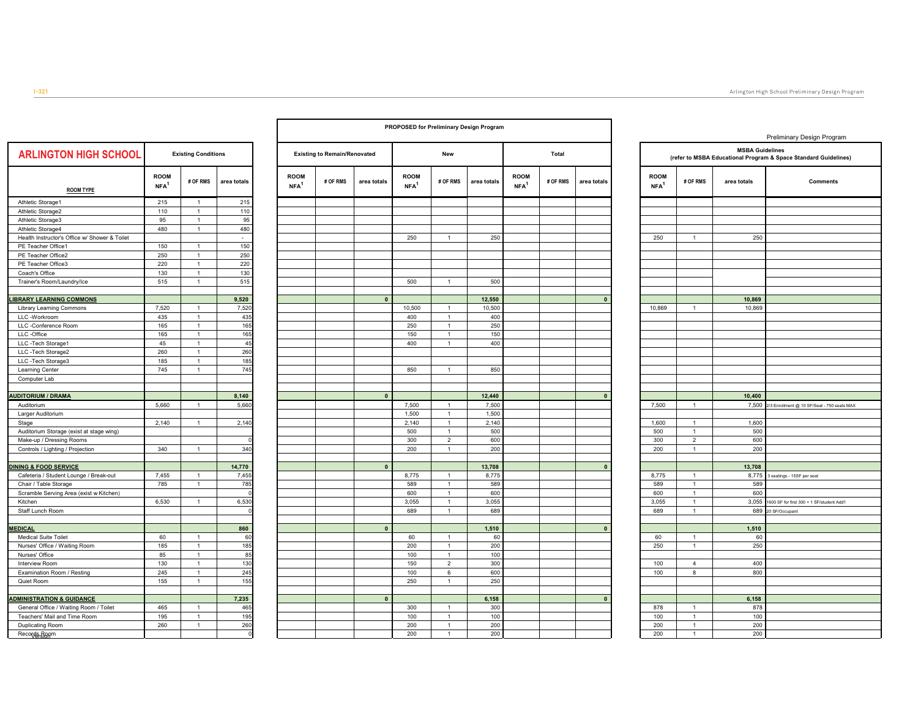| ARLINGTON HIGH SCHOOL | Existing Conditions | | | PROPOSED for Preliminary Design Program | | | | | | | | | Preliminary Design Program | | | |
|---|---|---|---|---|---|---|---|---|---|---|---|---|---|---|---|---|
| | | | | Existing to Remain/Renovated | | | New | | | Total | | | MSBA Guidelines (refer to MSBA Educational Program & Space Standard Guidelines) | | | |
| ROOM TYPE | ROOM NFA[1] | # OF RMS | area totals | ROOM NFA[1] | # OF RMS | area totals | ROOM NFA[1] | # OF RMS | area totals | ROOM NFA[1] | # OF RMS | area totals | ROOM NFA[1] | # OF RMS | area totals | Comments |
| Athletic Storage1 | 215 | 1 | 215 | | | | | | | | | | | | | |
| Athletic Storage2 | 110 | 1 | 110 | | | | | | | | | | | | | |
| Athletic Storage3 | 95 | 1 | 95 | | | | | | | | | | | | | |
| Athletic Storage4 | 480 | 1 | 480 | | | | | | | | | | | | | |
| Health Instructor's Office w/ Shower & Toilet | | | - | | | | 250 | 1 | 250 | | | | 250 | 1 | 250 | |
| PE Teacher Office1 | 150 | 1 | 150 | | | | | | | | | | | | | |
| PE Teacher Office2 | 250 | 1 | 250 | | | | | | | | | | | | | |
| PE Teacher Office3 | 220 | 1 | 220 | | | | | | | | | | | | | |
| Coach's Office | 130 | 1 | 130 | | | | | | | | | | | | | |
| Trainer's Room/Laundry/Ice | 515 | 1 | 515 | | | | 500 | 1 | 500 | | | | | | | |
| | | | | | | | | | | | | | | | | |
| **LIBRARY LEARNING COMMONS** | | | **9,520** | | | **0** | | | **12,550** | | | **0** | | | **10,869** | |
| Library Learning Commons | 7,520 | 1 | 7,520 | | | | 10,500 | 1 | 10,500 | | | | 10,869 | 1 | 10,869 | |
| LLC -Workroom | 435 | 1 | 435 | | | | 400 | 1 | 400 | | | | | | | |
| LLC -Conference Room | 165 | 1 | 165 | | | | 250 | 1 | 250 | | | | | | | |
| LLC -Office | 165 | 1 | 165 | | | | 150 | 1 | 150 | | | | | | | |
| LLC -Tech Storage1 | 45 | 1 | 45 | | | | 400 | 1 | 400 | | | | | | | |
| LLC -Tech Storage2 | 260 | 1 | 260 | | | | | | | | | | | | | |
| LLC -Tech Storage3 | 185 | 1 | 185 | | | | | | | | | | | | | |
| Learning Center | 745 | 1 | 745 | | | | 850 | 1 | 850 | | | | | | | |
| Computer Lab | | | | | | | | | | | | | | | | |
| | | | | | | | | | | | | | | | | |
| **AUDITORIUM / DRAMA** | | | **8,140** | | | **0** | | | **12,440** | | | **0** | | | **10,400** | |
| Auditorium | 5,660 | 1 | 5,660 | | | | 7,500 | 1 | 7,500 | | | | 7,500 | 1 | 7,500 | 2/3 Enrollment @ 10 SF/Seat - 750 seats MAX |
| Larger Auditorium | | | | | | | 1,500 | 1 | 1,500 | | | | | | | |
| Stage | 2,140 | 1 | 2,140 | | | | 2,140 | 1 | 2,140 | | | | 1,600 | 1 | 1,600 | |
| Auditorium Storage (exist at stage wing) | | | | | | | 500 | 1 | 500 | | | | 500 | 1 | 500 | |
| Make-up / Dressing Rooms | | | 0 | | | | 300 | 2 | 600 | | | | 300 | 2 | 600 | |
| Controls / Lighting / Projection | 340 | 1 | 340 | | | | 200 | 1 | 200 | | | | 200 | 1 | 200 | |
| | | | | | | | | | | | | | | | | |
| **DINING & FOOD SERVICE** | | | **14,770** | | | **0** | | | **13,708** | | | **0** | | | **13,708** | |
| Cafeteria / Student Lounge / Break-out | 7,455 | 1 | 7,455 | | | | 8,775 | 1 | 8,775 | | | | 8,775 | 1 | 8,775 | 3 seatings - 15SF per seat |
| Chair / Table Storage | 785 | 1 | 785 | | | | 589 | 1 | 589 | | | | 589 | 1 | 589 | |
| Scramble Serving Area (exist w Kitchen) | | | 0 | | | | 600 | 1 | 600 | | | | 600 | 1 | 600 | |
| Kitchen | 6,530 | 1 | 6,530 | | | | 3,055 | 1 | 3,055 | | | | 3,055 | 1 | 3,055 | 1600 SF for first 300 + 1 SF/student Add'l |
| Staff Lunch Room | | | 0 | | | | 689 | 1 | 689 | | | | 689 | 1 | 689 | 20 SF/Occupant |
| | | | | | | | | | | | | | | | | |
| **MEDICAL** | | | **860** | | | **0** | | | **1,510** | | | **0** | | | **1,510** | |
| Medical Suite Toilet | 60 | 1 | 60 | | | | 60 | 1 | 60 | | | | 60 | 1 | 60 | |
| Nurses' Office / Waiting Room | 185 | 1 | 185 | | | | 200 | 1 | 200 | | | | 250 | 1 | 250 | |
| Nurses' Office | 85 | 1 | 85 | | | | 100 | 1 | 100 | | | | | | | |
| Interview Room | 130 | 1 | 130 | | | | 150 | 2 | 300 | | | | 100 | 4 | 400 | |
| Examination Room / Resting | 245 | 1 | 245 | | | | 100 | 6 | 600 | | | | 100 | 8 | 800 | |
| Quiet Room | 155 | 1 | 155 | | | | 250 | 1 | 250 | | | | | | | |
| | | | | | | | | | | | | | | | | |
| **ADMINISTRATION & GUIDANCE** | | | **7,235** | | | **0** | | | **6,158** | | | **0** | | | **6,158** | |
| General Office / Waiting Room / Toilet | 465 | 1 | 465 | | | | 300 | 1 | 300 | | | | 878 | 1 | 878 | |
| Teachers' Mail and Time Room | 195 | 1 | 195 | | | | 100 | 1 | 100 | | | | 100 | 1 | 100 | |
| Duplicating Room | 260 | 1 | 260 | | | | 200 | 1 | 200 | | | | 200 | 1 | 200 | |
| Records Room | | | 0 | | | | 200 | 1 | 200 | | | | 200 | 1 | 200 | |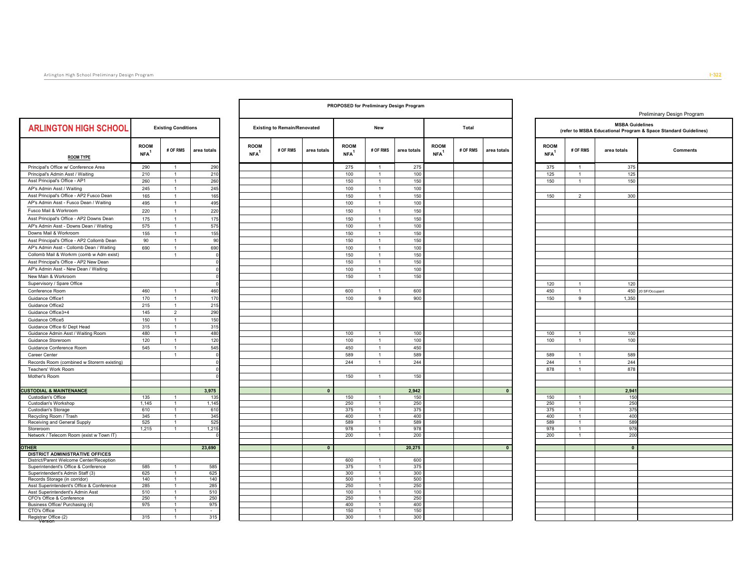PROPOSED for Preliminary Design Program

Preliminary Design Program

| ARLINGTON HIGH SCHOOL | Existing Conditions | | | Existing to Remain/Renovated | | | New | | | Total | | | MSBA Guidelines (refer to MSBA Educational Program & Space Standard Guidelines) | | | |
|---|---|---|---|---|---|---|---|---|---|---|---|---|---|---|---|---|
| ROOM TYPE | ROOM NFA[1] | # OF RMS | area totals | ROOM NFA[1] | # OF RMS | area totals | ROOM NFA[1] | # OF RMS | area totals | ROOM NFA[1] | # OF RMS | area totals | ROOM NFA[1] | # OF RMS | area totals | Comments |
| Principal's Office w/ Conference Area | 290 | 1 | 290 | | | | 275 | 1 | 275 | | | | 375 | 1 | 375 | |
| Principal's Admin Asst / Waiting | 210 | 1 | 210 | | | | 100 | 1 | 100 | | | | 125 | 1 | 125 | |
| Asst Principal's Office - AP1 | 260 | 1 | 260 | | | | 150 | 1 | 150 | | | | 150 | 1 | 150 | |
| AP's Admin Asst / Waiting | 245 | 1 | 245 | | | | 100 | 1 | 100 | | | | | | | |
| Asst Principal's Office - AP2 Fusco Dean | 165 | 1 | 165 | | | | 150 | 1 | 150 | | | | 150 | 2 | 300 | |
| AP's Admin Asst - Fusco Dean / Waiting | 495 | 1 | 495 | | | | 100 | 1 | 100 | | | | | | | |
| Fusco Mail & Workroom | 220 | 1 | 220 | | | | 150 | 1 | 150 | | | | | | | |
| Asst Principal's Office - AP2 Downs Dean | 175 | 1 | 175 | | | | 150 | 1 | 150 | | | | | | | |
| AP's Admin Asst - Downs Dean / Waiting | 575 | 1 | 575 | | | | 100 | 1 | 100 | | | | | | | |
| Downs Mail & Workroom | 155 | 1 | 155 | | | | 150 | 1 | 150 | | | | | | | |
| Asst Principal's Office - AP2 Collomb Dean | 90 | 1 | 90 | | | | 150 | 1 | 150 | | | | | | | |
| AP's Admin Asst - Collomb Dean / Waiting | 690 | 1 | 690 | | | | 100 | 1 | 100 | | | | | | | |
| Collomb Mail & Workrm (comb w Adm exist) | | 1 | 0 | | | | 150 | 1 | 150 | | | | | | | |
| Asst Principal's Office - AP2 New Dean | | | 0 | | | | 150 | 1 | 150 | | | | | | | |
| AP's Admin Asst - New Dean / Waiting | | | 0 | | | | 100 | 1 | 100 | | | | | | | |
| New Main & Workroom | | | 0 | | | | 150 | 1 | 150 | | | | | | | |
| Supervisory / Spare Office | | | 0 | | | | | | | | | | 120 | 1 | 120 | |
| Conference Room | 460 | 1 | 460 | | | | 600 | 1 | 600 | | | | 450 | 1 | 450 | 20 SF/Occupant |
| Guidance Office1 | 170 | 1 | 170 | | | | 100 | 9 | 900 | | | | 150 | 9 | 1,350 | |
| Guidance Office2 | 215 | 1 | 215 | | | | | | | | | | | | | |
| Guidance Office3+4 | 145 | 2 | 290 | | | | | | | | | | | | | |
| Guidance Office5 | 150 | 1 | 150 | | | | | | | | | | | | | |
| Guidance Office 6/ Dept Head | 315 | 1 | 315 | | | | | | | | | | | | | |
| Guidance Admin Asst / Waiting Room | 480 | 1 | 480 | | | | 100 | 1 | 100 | | | | 100 | 1 | 100 | |
| Guidance Storeroom | 120 | 1 | 120 | | | | 100 | 1 | 100 | | | | 100 | 1 | 100 | |
| Guidance Conference Room | 545 | 1 | 545 | | | | 450 | 1 | 450 | | | | | | | |
| Career Center | | 1 | 0 | | | | 589 | 1 | 589 | | | | 589 | 1 | 589 | |
| Records Room (combined w Storerm existing) | | | 0 | | | | 244 | 1 | 244 | | | | 244 | 1 | 244 | |
| Teachers' Work Room | | | 0 | | | | | | | | | | 878 | 1 | 878 | |
| Mother's Room | | | 0 | | | | 150 | 1 | 150 | | | | | | | |
| | | | | | | | | | | | | | | | | |
| **CUSTODIAL & MAINTENANCE** | | | **3,975** | | | **0** | | | **2,942** | | | **0** | | | **2,941** | |
| Custodian's Office | 135 | 1 | 135 | | | | 150 | 1 | 150 | | | | 150 | 1 | 150 | |
| Custodian's Workshop | 1,145 | 1 | 1,145 | | | | 250 | 1 | 250 | | | | 250 | 1 | 250 | |
| Custodian's Storage | 610 | 1 | 610 | | | | 375 | 1 | 375 | | | | 375 | 1 | 375 | |
| Recycling Room / Trash | 345 | 1 | 345 | | | | 400 | 1 | 400 | | | | 400 | 1 | 400 | |
| Receiving and General Supply | 525 | 1 | 525 | | | | 589 | 1 | 589 | | | | 589 | 1 | 589 | |
| Storeroom | 1,215 | 1 | 1,215 | | | | 978 | 1 | 978 | | | | 978 | 1 | 978 | |
| Network / Telecom Room (exist w Town IT) | | | 0 | | | | 200 | 1 | 200 | | | | 200 | 1 | 200 | |
| | | | | | | | | | | | | | | | | |
| **OTHER** | | | **23,690** | | | **0** | | | **20,275** | | | **0** | | | **0** | |
| **DISTRICT ADMINISTRATIVE OFFICES** | | | | | | | | | | | | | | | | |
| District/Parent Welcome Center/Reception | | | | | | | 600 | 1 | 600 | | | | | | | |
| Superintendent's Office & Conference | 585 | 1 | 585 | | | | 375 | 1 | 375 | | | | | | | |
| Superintendent's Admin Staff (3) | 625 | 1 | 625 | | | | 300 | 1 | 300 | | | | | | | |
| Records Storage (in corridor) | 140 | 1 | 140 | | | | 500 | 1 | 500 | | | | | | | |
| Asst Superintendent's Office & Conference | 285 | 1 | 285 | | | | 250 | 1 | 250 | | | | | | | |
| Asst Superintendent's Admin Asst | 510 | 1 | 510 | | | | 100 | 1 | 100 | | | | | | | |
| CFO's Office & Conference | 250 | 1 | 250 | | | | 250 | 1 | 250 | | | | | | | |
| Business Office/ Purchasing (4) | 975 | 1 | 975 | | | | 400 | 1 | 400 | | | | | | | |
| CTO's Office | | 1 | - | | | | 150 | 1 | 150 | | | | | | | |
| Registrar Office (2) | 315 | 1 | 315 | | | | 300 | 1 | 300 | | | | | | | |

Version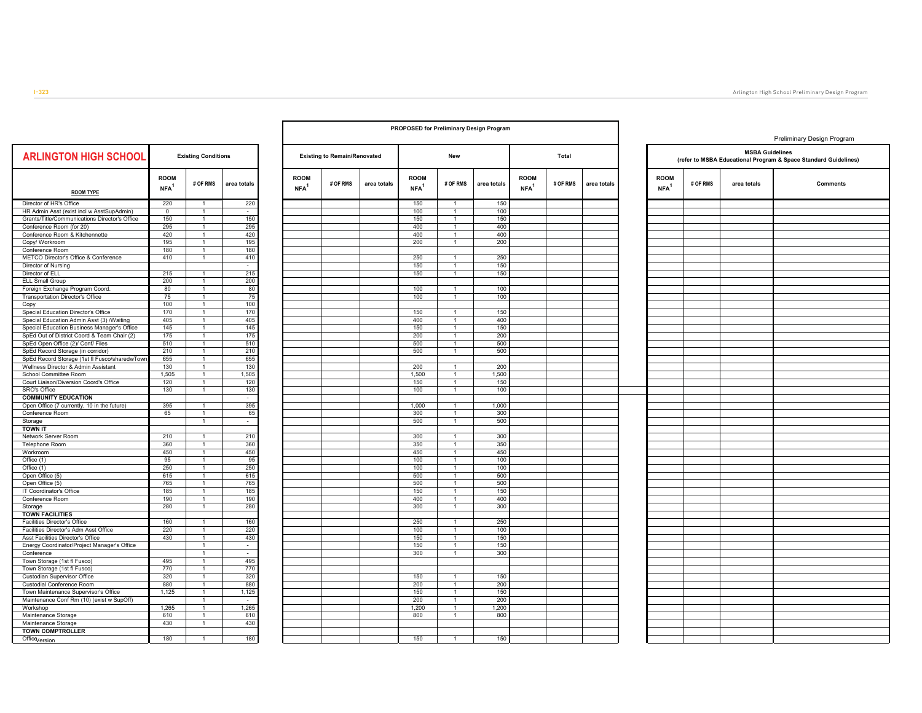PROPOSED for Preliminary Design Program

Preliminary Design Program

| ARLINGTON HIGH SCHOOL | Existing Conditions | | | Existing to Remain/Renovated | | | New | | | Total | | | MSBA Guidelines (refer to MSBA Educational Program & Space Standard Guidelines) | | | |
|---|---|---|---|---|---|---|---|---|---|---|---|---|---|---|---|---|
| ROOM TYPE | ROOM NFA[1] | # OF RMS | area totals | ROOM NFA[1] | # OF RMS | area totals | ROOM NFA[1] | # OF RMS | area totals | ROOM NFA[1] | # OF RMS | area totals | ROOM NFA[1] | # OF RMS | area totals | Comments |
| Director of HR's Office | 220 | 1 | 220 | | | | 150 | 1 | 150 | | | | | | | |
| HR Admin Asst (exist incl w AsstSupAdmin) | 0 | 1 | - | | | | 100 | 1 | 100 | | | | | | | |
| Grants/Title/Communications Director's Office | 150 | 1 | 150 | | | | 150 | 1 | 150 | | | | | | | |
| Conference Room (for 20) | 295 | 1 | 295 | | | | 400 | 1 | 400 | | | | | | | |
| Conference Room & Kitchennette | 420 | 1 | 420 | | | | 400 | 1 | 400 | | | | | | | |
| Copy/ Workroom | 195 | 1 | 195 | | | | 200 | 1 | 200 | | | | | | | |
| Conference Room | 180 | 1 | 180 | | | | | | | | | | | | | |
| METCO Director's Office & Conference | 410 | 1 | 410 | | | | 250 | 1 | 250 | | | | | | | |
| Director of Nursing | | | - | | | | 150 | 1 | 150 | | | | | | | |
| Director of ELL | 215 | 1 | 215 | | | | 150 | 1 | 150 | | | | | | | |
| ELL Small Group | 200 | 1 | 200 | | | | | | | | | | | | | |
| Foreign Exchange Program Coord. | 80 | 1 | 80 | | | | 100 | 1 | 100 | | | | | | | |
| Transportation Director's Office | 75 | 1 | 75 | | | | 100 | 1 | 100 | | | | | | | |
| Copy | 100 | 1 | 100 | | | | | | | | | | | | | |
| Special Education Director's Office | 170 | 1 | 170 | | | | 150 | 1 | 150 | | | | | | | |
| Special Education Admin Asst (3) /Waiting | 405 | 1 | 405 | | | | 400 | 1 | 400 | | | | | | | |
| Special Education Business Manager's Office | 145 | 1 | 145 | | | | 150 | 1 | 150 | | | | | | | |
| SpEd Out of District Coord & Team Chair (2) | 175 | 1 | 175 | | | | 200 | 1 | 200 | | | | | | | |
| SpEd Open Office (2)/ Conf/ Files | 510 | 1 | 510 | | | | 500 | 1 | 500 | | | | | | | |
| SpEd Record Storage (in corridor) | 210 | 1 | 210 | | | | 500 | 1 | 500 | | | | | | | |
| SpEd Record Storage (1st fl Fusco/sharedwTown) | 655 | 1 | 655 | | | | | | | | | | | | | |
| Wellness Director & Admin Assistant | 130 | 1 | 130 | | | | 200 | 1 | 200 | | | | | | | |
| School Committee Room | 1,505 | 1 | 1,505 | | | | 1,500 | 1 | 1,500 | | | | | | | |
| Court Liaison/Diversion Coord's Office | 120 | 1 | 120 | | | | 150 | 1 | 150 | | | | | | | |
| SRO's Office | 130 | 1 | 130 | | | | 100 | 1 | 100 | | | | | | | |
| **COMMUNITY EDUCATION** | | | - | | | | | | | | | | | | | |
| Open Office (7 currently, 10 in the future) | 395 | 1 | 395 | | | | 1,000 | 1 | 1,000 | | | | | | | |
| Conference Room | 65 | 1 | 65 | | | | 300 | 1 | 300 | | | | | | | |
| Storage | | 1 | - | | | | 500 | 1 | 500 | | | | | | | |
| **TOWN IT** | | | | | | | | | | | | | | | | |
| Network Server Room | 210 | 1 | 210 | | | | 300 | 1 | 300 | | | | | | | |
| Telephone Room | 360 | 1 | 360 | | | | 350 | 1 | 350 | | | | | | | |
| Workroom | 450 | 1 | 450 | | | | 450 | 1 | 450 | | | | | | | |
| Office (1) | 95 | 1 | 95 | | | | 100 | 1 | 100 | | | | | | | |
| Office (1) | 250 | 1 | 250 | | | | 100 | 1 | 100 | | | | | | | |
| Open Office (5) | 615 | 1 | 615 | | | | 500 | 1 | 500 | | | | | | | |
| Open Office (5) | 765 | 1 | 765 | | | | 500 | 1 | 500 | | | | | | | |
| IT Coordinator's Office | 185 | 1 | 185 | | | | 150 | 1 | 150 | | | | | | | |
| Conference Room | 190 | 1 | 190 | | | | 400 | 1 | 400 | | | | | | | |
| Storage | 280 | 1 | 280 | | | | 300 | 1 | 300 | | | | | | | |
| **TOWN FACILITIES** | | | | | | | | | | | | | | | | |
| Facilities Director's Office | 160 | 1 | 160 | | | | 250 | 1 | 250 | | | | | | | |
| Facilities Director's Adm Asst Office | 220 | 1 | 220 | | | | 100 | 1 | 100 | | | | | | | |
| Asst Facilities Director's Office | 430 | 1 | 430 | | | | 150 | 1 | 150 | | | | | | | |
| Energy Coordinator/Project Manager's Office | | 1 | - | | | | 150 | 1 | 150 | | | | | | | |
| Conference | | 1 | - | | | | 300 | 1 | 300 | | | | | | | |
| Town Storage (1st fl Fusco) | 495 | 1 | 495 | | | | | | | | | | | | | |
| Town Storage (1st fl Fusco) | 770 | 1 | 770 | | | | | | | | | | | | | |
| Custodian Supervisor Office | 320 | 1 | 320 | | | | 150 | 1 | 150 | | | | | | | |
| Custodial Conference Room | 880 | 1 | 880 | | | | 200 | 1 | 200 | | | | | | | |
| Town Maintenance Supervisor's Office | 1,125 | 1 | 1,125 | | | | 150 | 1 | 150 | | | | | | | |
| Maintenance Conf Rm (10) (exist w SupOff) | | 1 | - | | | | 200 | 1 | 200 | | | | | | | |
| Workshop | 1,265 | 1 | 1,265 | | | | 1,200 | 1 | 1,200 | | | | | | | |
| Maintenance Storage | 610 | 1 | 610 | | | | 800 | 1 | 800 | | | | | | | |
| Maintenance Storage | 430 | 1 | 430 | | | | | | | | | | | | | |
| **TOWN COMPTROLLER** | | | | | | | | | | | | | | | | |
| Office | 180 | 1 | 180 | | | | 150 | 1 | 150 | | | | | | | |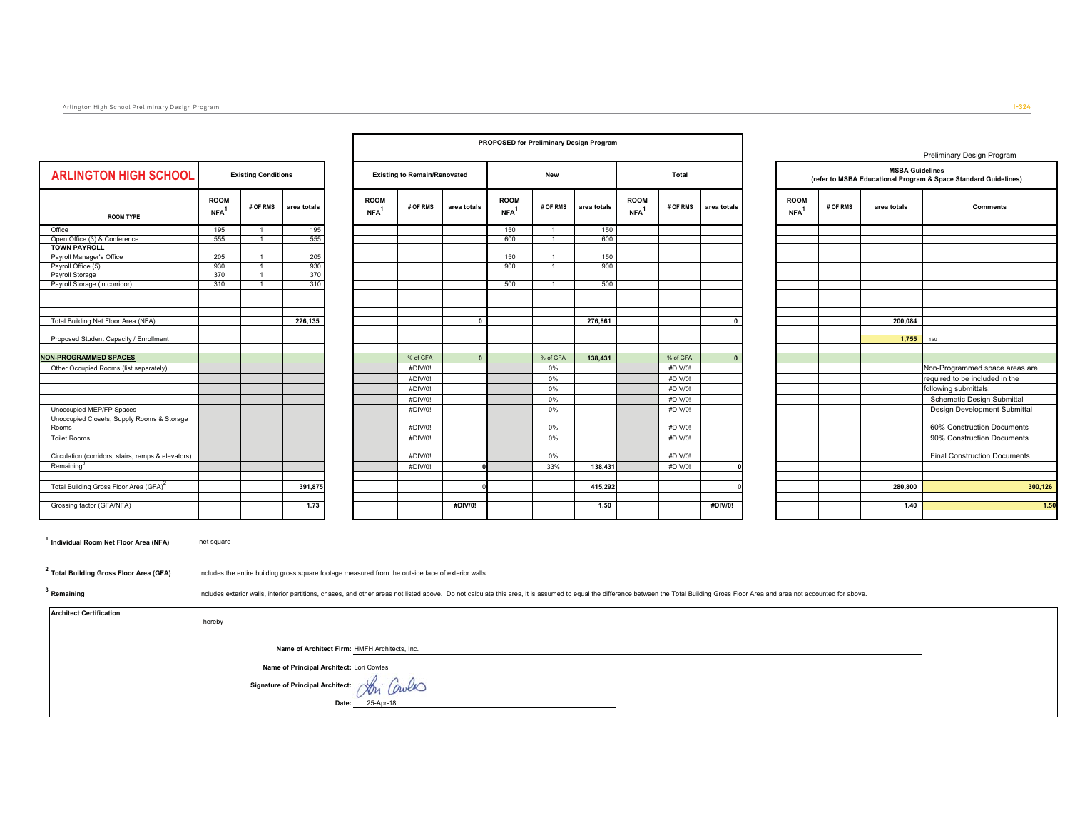| ARLINGTON HIGH SCHOOL | Existing Conditions | | | PROPOSED for Preliminary Design Program | | | | | | | | | Preliminary Design Program | | | |
|---|---|---|---|---|---|---|---|---|---|---|---|---|---|---|---|---|
| | | | | Existing to Remain/Renovated | | | New | | | Total | | | MSBA Guidelines (refer to MSBA Educational Program & Space Standard Guidelines) | | | |
| ROOM TYPE | ROOM NFA[1] | # OF RMS | area totals | ROOM NFA[1] | # OF RMS | area totals | ROOM NFA[1] | # OF RMS | area totals | ROOM NFA[1] | # OF RMS | area totals | ROOM NFA[1] | # OF RMS | area totals | Comments |
| Office | 195 | 1 | 195 | | | | 150 | 1 | 150 | | | | | | | |
| Open Office (3) & Conference | 555 | 1 | 555 | | | | 600 | 1 | 600 | | | | | | | |
| **TOWN PAYROLL** | | | | | | | | | | | | | | | | |
| Payroll Manager's Office | 205 | 1 | 205 | | | | 150 | 1 | 150 | | | | | | | |
| Payroll Office (5) | 930 | 1 | 930 | | | | 900 | 1 | 900 | | | | | | | |
| Payroll Storage | 370 | 1 | 370 | | | | | | | | | | | | | |
| Payroll Storage (in corridor) | 310 | 1 | 310 | | | | 500 | 1 | 500 | | | | | | | |
| | | | | | | | | | | | | | | | | |
| Total Building Net Floor Area (NFA) | | | 226,135 | | | 0 | | | 276,861 | | | 0 | | | 200,084 | |
| Proposed Student Capacity / Enrollment | | | | | | | | | | | | | | | 1,755 | 160 |
| **NON-PROGRAMMED SPACES** | | | | | % of GFA | 0 | | % of GFA | 138,431 | | % of GFA | 0 | | | | |
| Other Occupied Rooms (list separately) | | | | | #DIV/0! | | | 0% | | | #DIV/0! | | | | | Non-Programmed space areas are |
| | | | | | #DIV/0! | | | 0% | | | #DIV/0! | | | | | required to be included in the |
| | | | | | #DIV/0! | | | 0% | | | #DIV/0! | | | | | following submittals: |
| | | | | | #DIV/0! | | | 0% | | | #DIV/0! | | | | | Schematic Design Submittal |
| Unoccupied MEP/FP Spaces | | | | | #DIV/0! | | | 0% | | | #DIV/0! | | | | | Design Development Submittal |
| Unoccupied Closets, Supply Rooms & Storage Rooms | | | | | #DIV/0! | | | 0% | | | #DIV/0! | | | | | 60% Construction Documents |
| Toilet Rooms | | | | | #DIV/0! | | | 0% | | | #DIV/0! | | | | | 90% Construction Documents |
| Circulation (corridors, stairs, ramps & elevators) | | | | | #DIV/0! | | | 0% | | | #DIV/0! | | | | | Final Construction Documents |
| Remaining[3] | | | | | #DIV/0! | 0 | | 33% | 138,431 | | #DIV/0! | 0 | | | | |
| Total Building Gross Floor Area (GFA)[2] | | | 391,875 | | | 0 | | | 415,292 | | | 0 | | | 280,800 | 300,126 |
| Grossing factor (GFA/NFA) | | | 1.73 | | | #DIV/0! | | | 1.50 | | | #DIV/0! | | | 1.40 | 1.50 |

[1] **Individual Room Net Floor Area (NFA)** net square

[2] **Total Building Gross Floor Area (GFA)** Includes the entire building gross square footage measured from the outside face of exterior walls

[3] **Remaining** Includes exterior walls, interior partitions, chases, and other areas not listed above. Do not calculate this area, it is assumed to equal the difference between the Total Building Gross Floor Area and area not accounted for above.

**Architect Certification**

I hereby

**Name of Architect Firm:** HMFH Architects, Inc.

**Name of Principal Architect:** Lori Cowles

**Signature of Principal Architect:** Lori Cowles

**Date:** 25-Apr-18